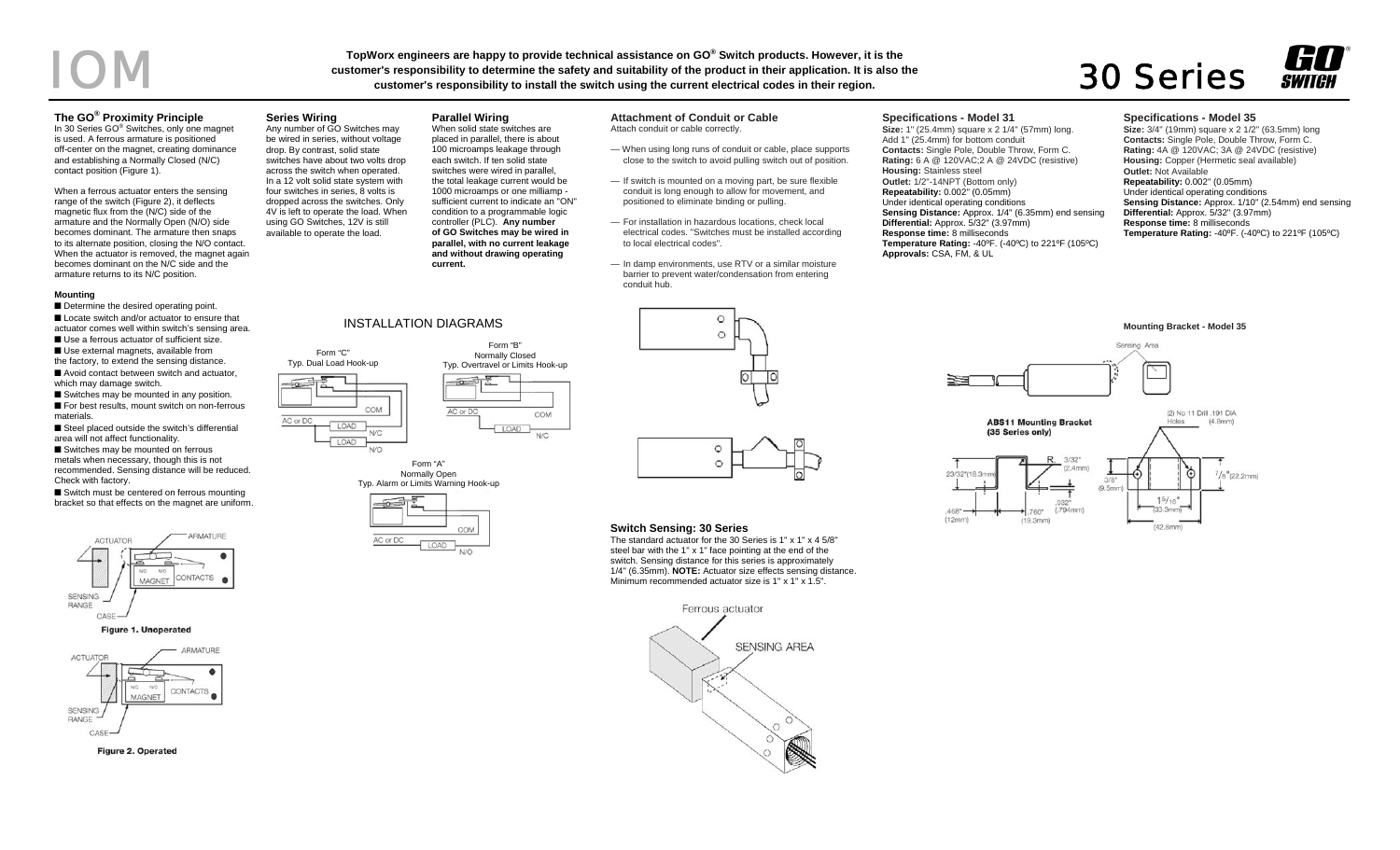# IOM

**TopWorx engineers are happy to provide technical assistance on GO® Switch products. However, it is the customer's responsibility to determine the safety and suitability of the product in their application. It is also the customer's responsibility to install the switch using the current electrical codes in their region.**

# 30 Series

## The GO® Proximity Principle

In 30 Series GO® Switches, only one magnet is used. A ferrous armature is positioned off-center on the magnet, creating dominance and establishing a Normally Closed (N/C) contact position (Figure 1).

When a ferrous actuator enters the sensing range of the switch (Figure 2), it deflects magnetic flux from the (N/C) side of the armature and the Normally Open (N/O) side becomes dominant. The armature then snaps to its alternate position, closing the N/O contact. When the actuator is removed, the magnet again becomes dominant on the N/C side and the armature returns to its N/C position.

### Mounting

- Determine the desired operating point.
- Locate switch and/or actuator to ensure that actuator comes well within switch's sensing area.
- Use a ferrous actuator of sufficient size.
- Use external magnets, available from the factory, to extend the sensing distance.
- Avoid contact between switch and actuator, which may damage switch.
- Switches may be mounted in any position.
- For best results, mount switch on non-ferrous materials.
- Steel placed outside the switch's differential area will not affect functionality.
- Switches may be mounted on ferrous metals when necessary, though this is not recommended. Sensing distance will be reduced. Check with factory.
- Switch must be centered on ferrous mounting bracket so that effects on the magnet are uniform.

Figure 1. Unoperated

Figure 2. Operated

## Series Wiring

Any number of GO Switches may be wired in series, without voltage drop. By contrast, solid state switches have about two volts drop across the switch when operated. In a 12 volt solid state system with four switches in series, 8 volts is dropped across the switches. Only 4V is left to operate the load. When using GO Switches, 12V is still available to operate the load.

## Parallel Wiring

When solid state switches are placed in parallel, there is about 100 microamps leakage through each switch. If ten solid state switches were wired in parallel, the total leakage current would be 1000 microamps or one milliamp - sufficient current to indicate an "ON" condition to a programmable logic controller (PLC). **Any number of GO Switches may be wired in parallel, with no current leakage and without drawing operating current.**

## INSTALLATION DIAGRAMS

Form "C" Typ. Dual Load Hook-up

Form "B" Normally Closed Typ. Overtravel or Limits Hook-up

Form "A" Normally Open Typ. Alarm or Limits Warning Hook-up

## Attachment of Conduit or Cable

Attach conduit or cable correctly.

- When using long runs of conduit or cable, place supports close to the switch to avoid pulling switch out of position.
- If switch is mounted on a moving part, be sure flexible conduit is long enough to allow for movement, and positioned to eliminate binding or pulling.
- For installation in hazardous locations, check local electrical codes. "Switches must be installed according to local electrical codes".
- In damp environments, use RTV or a similar moisture barrier to prevent water/condensation from entering conduit hub.

## Switch Sensing: 30 Series

The standard actuator for the 30 Series is 1" x 1" x 4 5/8" steel bar with the 1" x 1" face pointing at the end of the switch. Sensing distance for this series is approximately 1/4" (6.35mm). **NOTE:** Actuator size effects sensing distance. Minimum recommended actuator size is 1" x 1" x 1.5".

## Specifications - Model 31

**Size:** 1" (25.4mm) square x 2 1/4" (57mm) long. Add 1" (25.4mm) for bottom conduit
**Contacts:** Single Pole, Double Throw, Form C.
**Rating:** 6 A @ 120VAC;2 A @ 24VDC (resistive)
**Housing:** Stainless steel
**Outlet:** 1/2"-14NPT (Bottom only)
**Repeatability:** 0.002" (0.05mm)
Under identical operating conditions
**Sensing Distance:** Approx. 1/4" (6.35mm) end sensing
**Differential:** Approx. 5/32" (3.97mm)
**Response time:** 8 milliseconds
**Temperature Rating:** -40ºF. (-40ºC) to 221ºF (105ºC)
**Approvals:** CSA, FM, & UL

## Specifications - Model 35

**Size:** 3/4" (19mm) square x 2 1/2" (63.5mm) long
**Contacts:** Single Pole, Double Throw, Form C.
**Rating:** 4A @ 120VAC; 3A @ 24VDC (resistive)
**Housing:** Copper (Hermetic seal available)
**Outlet:** Not Available
**Repeatability:** 0.002" (0.05mm)
Under identical operating conditions
**Sensing Distance:** Approx. 1/10" (2.54mm) end sensing
**Differential:** Approx. 5/32" (3.97mm)
**Response time:** 8 milliseconds
**Temperature Rating:** -40ºF. (-40ºC) to 221ºF (105ºC)

**Mounting Bracket - Model 35**

**ABS11 Mounting Bracket (35 Series only)**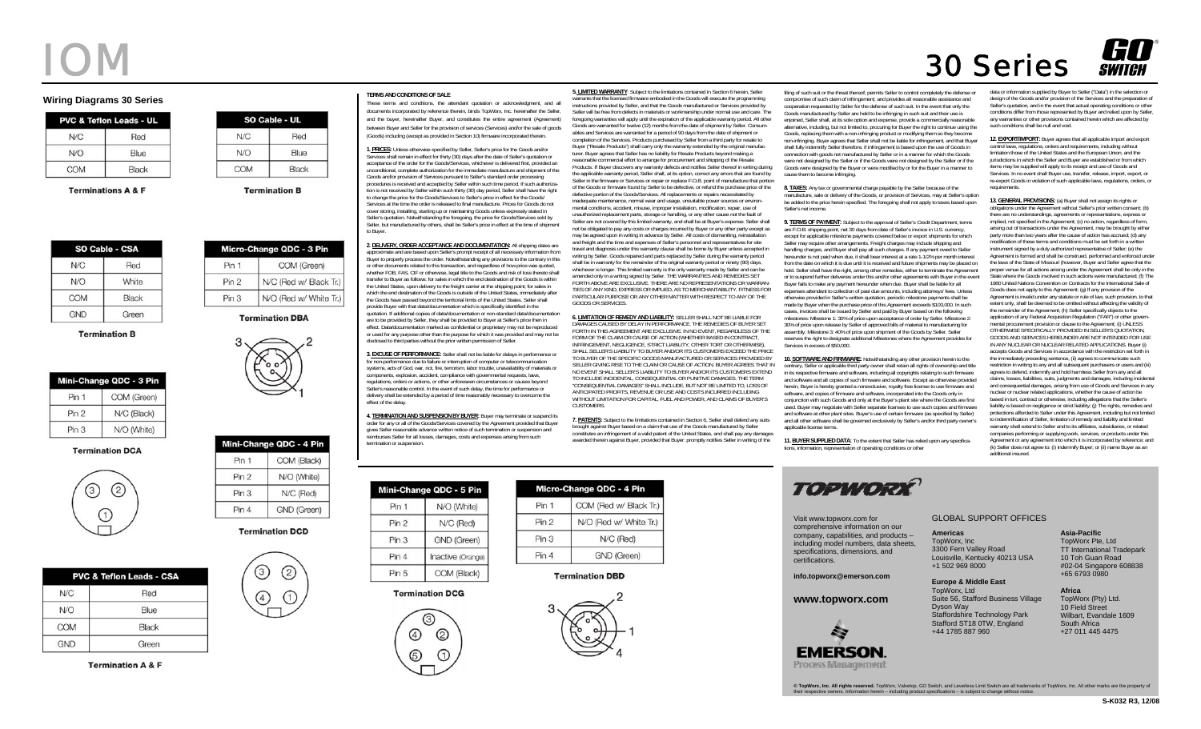# IOM

# 30 Series

## Wiring Diagrams 30 Series

| PVC & Teflon Leads - UL | |
|---|---|
| N/C | Red |
| N/O | Blue |
| COM | Black |

**Terminations A & F**

| SO Cable - UL | |
|---|---|
| N/C | Red |
| N/O | Blue |
| COM | Black |

**Termination B**

| SO Cable - CSA | |
|---|---|
| N/C | Red |
| N/O | White |
| COM | Black |
| GND | Green |

**Termination B**

| Micro-Change QDC - 3 Pin | |
|---|---|
| Pin 1 | COM (Green) |
| Pin 2 | N/C (Red w/ Black Tr.) |
| Pin 3 | N/O (Red w/ White Tr.) |

**Termination DBA**

| Mini-Change QDC - 3 Pin | |
|---|---|
| Pin 1 | COM (Green) |
| Pin 2 | N/C (Black) |
| Pin 3 | N/O (White) |

**Termination DCA**

| Mini-Change QDC - 4 Pin | |
|---|---|
| Pin 1 | COM (Black) |
| Pin 2 | N/O (White) |
| Pin 3 | N/C (Red) |
| Pin 4 | GND (Green) |

**Termination DCD**

| PVC & Teflon Leads - CSA | |
|---|---|
| N/C | Red |
| N/O | Blue |
| COM | Black |
| GND | Green |

**Termination A & F**

| Mini-Change QDC - 5 Pin | |
|---|---|
| Pin 1 | N/O (White) |
| Pin 2 | N/C (Red) |
| Pin 3 | GND (Green) |
| Pin 4 | Inactive (Orange) |
| Pin 5 | COM (Black) |

**Termination DCG**

| Micro-Change QDC - 4 Pin | |
|---|---|
| Pin 1 | COM (Red w/ Black Tr.) |
| Pin 2 | N/O (Red w/ White Tr.) |
| Pin 3 | N/C (Red) |
| Pin 4 | GND (Green) |

**Termination DBD**

## TERMS AND CONDITIONS OF SALE

These terms and conditions, the attendant quotation or acknowledgment, and all documents incorporated by reference therein, binds TopWorx, Inc. hereinafter the Seller, and the buyer, hereinafter Buyer, and constitutes the entire agreement (Agreement) between Buyer and Seller for the provision of services (Services) and/or the sale of goods (Goods) including (except as provided in Section 10) firmware incorporated therein.

**1. PRICES:** Unless otherwise specified by Seller, Seller's price for the Goods and/or Services shall remain in effect for thirty (30) days after the date of Seller's quotation or acceptance of the order for the Goods/Services, whichever is delivered first, provided an unconditional, complete authorization for the immediate manufacture and shipment of the Goods and/or provision of Services pursuant to Seller's standard order processing procedures is received and accepted by Seller within such time period. If such authorization is not received by Seller within such thirty (30) day period, Seller shall have the right to change the price for the Goods/Services to Seller's price in effect for the Goods/Services at the time the order is released to final manufacture. Prices for Goods do not cover storing, installing, starting up or maintaining Goods unless expressly stated in Seller's quotation. Notwithstanding the foregoing, the price for Goods/Services sold by Seller, but manufactured by others, shall be Seller's price in effect at the time of shipment to Buyer.

**2. DELIVERY, ORDER ACCEPTANCE AND DOCUMENTATION:** All shipping dates are approximate and are based upon Seller's prompt receipt of all necessary information from Buyer to properly process the order. Notwithstanding any provisions to the contrary in this or other documents related to this transaction, and regardless of how price was quoted, whether FOB, FAS, CIF or otherwise, legal title to the Goods and risk of loss thereto shall transfer to Buyer as follows: for sales in which the end destination of the Goods is within the United States, upon delivery to the freight carrier at the shipping point; for sales in which the end destination of the Goods is outside of the United States, immediately after the Goods have passed beyond the territorial limits of the United States. Seller shall provide Buyer with that data/documentation which is specifically identified in the quotation. If additional copies of data/documentation or non-standard data/documentation are to be provided by Seller, they shall be provided to Buyer at Seller's price then in effect. Data/documentation marked as confidential or proprietary may not be reproduced or used for any purpose other than the purpose for which it was provided and may not be disclosed to third parties without the prior written permission of Seller.

**3. EXCUSE OF PERFORMANCE:** Seller shall not be liable for delays in performance or for non-performance due to failure or interruption of computer or telecommunication systems, acts of God, war, riot, fire, terrorism, labor trouble, unavailability of materials or components, explosion, accident, compliance with governmental requests, laws, regulations, orders or actions, or other unforeseen circumstances or causes beyond Seller's reasonable control. In the event of such delay, the time for performance or delivery shall be extended by a period of time reasonably necessary to overcome the effect of the delay.

**4. TERMINATION AND SUSPENSION BY BUYER:** Buyer may terminate or suspend its order for any or all of the Goods/Services covered by the Agreement provided that Buyer gives Seller reasonable advance written notice of such termination or suspension and reimburses Seller for all losses, damages, costs and expenses arising from such termination or suspension.

**5. LIMITED WARRANTY:** Subject to the limitations contained in Section 6 herein, Seller warrants that the licensed firmware embodied in the Goods will execute the programming instructions provided by Seller, and that the Goods manufactured or Services provided by Seller will be free from defects in materials or workmanship under normal use and care. The foregoing warranties will apply until the expiration of the applicable warranty period. All other Goods are warranted for twelve (12) months from the date of shipment by Seller. Consumables and Services are warranted for a period of 90 days from the date of shipment or completion of the Services. Products purchased by Seller from a third party for resale to Buyer ("Resale Products") shall carry only the warranty extended by the original manufacturer. Buyer agrees that Seller has no liability for Resale Products beyond making a reasonable commercial effort to arrange for procurement and shipping of the Resale Products. If Buyer discovers any warranty defects and notifies Seller thereof in writing during the applicable warranty period, Seller shall, at its option, correct any errors that are found by Seller in the firmware or Services or repair or replace F.O.B. point of manufacture that portion of the Goods or firmware found by Seller to be defective, or refund the purchase price of the defective portion of the Goods/Services. All replacements or repairs necessitated by inadequate maintenance, normal wear and usage, unsuitable power sources or environmental conditions, accident, misuse, improper installation, modification, repair, use of unauthorized replacement parts, storage or handling, or any other cause not the fault of Seller are not covered by this limited warranty, and shall be at Buyer's expense. Seller shall not be obligated to pay any costs or charges incurred by Buyer or any other party except as may be agreed upon in writing in advance by Seller. All costs of dismantling, reinstallation and freight and the time and expenses of Seller's personnel and representatives for site travel and diagnosis under this warranty clause shall be borne by Buyer unless accepted in writing by Seller. Goods repaired and parts replaced by Seller during the warranty period shall be in warranty for the remainder of the original warranty period or ninety (90) days, whichever is longer. This limited warranty is the only warranty made by Seller and can be amended only in a writing signed by Seller. THE WARRANTIES AND REMEDIES SET FORTH ABOVE ARE EXCLUSIVE. THERE ARE NO REPRESENTATIONS OR WARRANTIES OF ANY KIND, EXPRESS OR IMPLIED, AS TO MERCHANTABILITY, FITNESS FOR PARTICULAR PURPOSE OR ANY OTHER MATTER WITH RESPECT TO ANY OF THE GOODS OR SERVICES.

**6. LIMITATION OF REMEDY AND LIABILITY:** SELLER SHALL NOT BE LIABLE FOR DAMAGES CAUSED BY DELAY IN PERFORMANCE. THE REMEDIES OF BUYER SET FORTH IN THIS AGREEMENT ARE EXCLUSIVE. IN NO EVENT, REGARDLESS OF THE FORM OF THE CLAIM OR CAUSE OF ACTION (WHETHER BASED IN CONTRACT, INFRINGEMENT, NEGLIGENCE, STRICT LIABILITY, OTHER TORT OR OTHERWISE), SHALL SELLER'S LIABILITY TO BUYER AND/OR ITS CUSTOMERS EXCEED THE PRICE TO BUYER OF THE SPECIFIC GOODS MANUFACTURED OR SERVICES PROVIDED BY SELLER GIVING RISE TO THE CLAIM OR CAUSE OF ACTION. BUYER AGREES THAT IN NO EVENT SHALL SELLER'S LIABILITY TO BUYER AND/OR ITS CUSTOMERS EXTEND TO INCLUDE INCIDENTAL, CONSEQUENTIAL OR PUNITIVE DAMAGES. THE TERM "CONSEQUENTIAL DAMAGES" SHALL INCLUDE, BUT NOT BE LIMITED TO, LOSS OF ANTICIPATED PROFITS, REVENUE OR USE AND COSTS INCURRED INCLUDING WITHOUT LIMITATION FOR CAPITAL, FUEL AND POWER, AND CLAIMS OF BUYER'S CUSTOMERS.

**7. PATENTS:** Subject to the limitations contained in Section 6, Seller shall defend any suits brought against Buyer based on a claim that use of the Goods manufactured by Seller constitutes an infringement of a valid patent of the United States, and shall pay any damages awarded therein against Buyer, provided that Buyer: promptly notifies Seller in writing of the filing of such suit or the threat thereof; permits Seller to control completely the defense or compromise of such claim of infringement; and provides all reasonable assistance and cooperation requested by Seller for the defense of such suit. In the event that only the Goods manufactured by Seller are held to be infringing in such suit and their use is enjoined, Seller shall, at its sole option and expense, provide a commercially reasonable alternative, including, but not limited to, procuring for Buyer the right to continue using the Goods, replacing them with a non-infringing product or modifying them so they become non-infringing. Buyer agrees that Seller shall not be liable for infringement, and that Buyer shall fully indemnify Seller therefore, if infringement is based upon the use of Goods in connection with goods not manufactured by Seller or in a manner for which the Goods were not designed by the Seller or if the Goods were designed by the Seller in accordance with Buyer's specifications.

**8. TAXES:** Any tax or governmental charge payable by the Seller because of the manufacture, sale or delivery of the Goods, or provision of Services, may at Seller's option be added to the price herein specified. The foregoing shall not apply to taxes based upon Seller's net income.

**9. TERMS OF PAYMENT:** Subject to the approval of Seller's Credit Department, terms are F.O.B. shipping point, net 30 days from date of Seller's invoice in U.S. currency, except for applicable milestone payments covered below or export shipments for which Seller may require other arrangements. Freight charges may include shipping and handling charges, and Buyer shall pay all such charges. If any payment owed to Seller hereunder is not paid when due, it shall bear interest at a rate 1-1/2% per month interest from the date on which it is due until it is received and future shipments may be placed on hold. Seller shall have the right, among other remedies, either to terminate the Agreement or to suspend further deliveries under this and/or other agreements with Buyer in the event Buyer fails to make any payment hereunder when due. Buyer shall be liable for all expenses attendant to collection of past due amounts, including attorneys' fees. Unless otherwise provided in Seller's written quotation, periodic milestone payments shall be made by Buyer when the purchase price of this Agreement exceeds $100,000. In such cases, invoices shall be issued by Seller and paid by Buyer based on the following milestones: Milestone 1: 30% of price upon acceptance of order by Seller. Milestone 2: 30% of price upon release by Seller of approved bills of material to manufacturing for assembly. Milestone 3: 40% of price upon shipment of the Goods by Seller. Seller reserves the right to designate additional Milestones where the Agreement provides for Services in excess of $50,000.

**10. SOFTWARE AND FIRMWARE:** Notwithstanding any other provision herein to the contrary, Seller or applicable third party owner shall retain all rights of ownership and title in its respective firmware and software, including all copyrights relating to such firmware and software and all copies of such firmware and software. Except as otherwise provided herein, Buyer is hereby granted a nonexclusive, royalty free license to use firmware and software, and copies of firmware and software, incorporated into the Goods only in conjunction with such Goods and only at the Buyer's plant site where the Goods are first used. Buyer may negotiate with Seller separate licenses to use such copies and firmware and software at other plant sites. Buyer's use of certain firmware (as specified) and all other software shall be governed exclusively by Seller's and/or third party owner's applicable license terms.

**11. BUYER SUPPLIED DATA:** To the extent that Seller has relied upon any specifications, information, representation of operating conditions or other data or information supplied by Buyer to Seller ("Data") in the selection or design of the Goods and/or Services and the preparation of Seller's quotation, and in the event that actual operating conditions or other conditions differ from those represented by Buyer and relied upon by Seller, any warranties or other provisions contained herein which are affected by such conditions shall be null and void.

**12. EXPORT/IMPORT:** Buyer agrees that all applicable import and export control laws, regulations, orders and requirements, including without limitation those of the United States and the European Union, and the jurisdictions in which the Seller and Buyer are established or from which items may be supplied will apply to its receipt and use of Goods and Services. In no event shall Buyer use, transfer, release, import, export, or re-export Goods in violation of such applicable laws, regulations, orders, or requirements.

**13. GENERAL PROVISIONS:** (a) Buyer shall not assign its rights or obligations under the Agreement without Seller's prior written consent; (b) there are no understandings, agreements or representations, express or implied, not specified in the Agreement; (c) no action, regardless of form, arising out of transactions under the Agreement, may be brought by either party more than two years after the cause of action has accrued; (d) any modification of these terms and conditions must be set forth in a written instrument signed by a duly authorized representative of Seller; (e) the Agreement is formed and shall be construed, performed and enforced under the laws of the State of Missouri (however, Buyer and Seller agree that the proper venue for all actions arising under the Agreement shall be only in the State where the Goods involved in such actions were manufactured; (f) The 1980 United Nations Convention on Contracts for the International Sale of Goods does not apply to this Agreement; (g) if any provision of the Agreement is invalid under any statute or rule of law, such provision, to that extent only, shall be deemed to be omitted without affecting the validity of the remainder of the Agreement; (h) Seller specifically objects to the application of any Federal Acquisition Regulation ("FAR") or other governmental procurement provision or clause to the Agreement; (i) UNLESS OTHERWISE SPECIFICALLY PROVIDED IN SELLER'S QUOTATION, GOODS AND SERVICES HEREUNDER ARE NOT INTENDED FOR USE IN ANY NUCLEAR OR NUCLEAR RELATED APPLICATIONS. Buyer (i) accepts Goods and Services in accordance with the restriction set forth in the immediately preceding sentence, (ii) agrees to communicate such restriction in writing to any and all subsequent purchasers or users and (iii) agrees to defend, indemnify and hold harmless Seller from any and all claims, losses, liabilities, suits, judgments and damages, including incidental and consequential damages, arising from use of Goods and Services in any nuclear or nuclear related applications, whether the cause of action be based in tort, contract or otherwise, including allegations that the Seller's liability is based on negligence or strict liability; (j) The rights, remedies and protections afforded to Seller under this Agreement, including but not limited to indemnification of Seller, limitation of remedy and liability and limited warranty shall extend to Seller and to its affiliates, subsidiaries, or related companies performing or supplying work, services, or products under this Agreement or any agreement into which it is incorporated by reference; and (k) Seller does not agree to: (i) indemnify Buyer, or (ii) name Buyer as an additional insured.

**TOPWORX**

Visit www.topworx.com for comprehensive information on our company, capabilities, and products – including model numbers, data sheets, specifications, dimensions, and certifications.

**info.topworx@emerson.com**

**www.topworx.com**

**EMERSON. Process Management**

### GLOBAL SUPPORT OFFICES

**Americas**
TopWorx, Inc
3300 Fern Valley Road
Louisville, Kentucky 40213 USA
+1 502 969 8000

**Europe & Middle East**
TopWorx, Ltd
Suite 56, Stafford Business Village
Dyson Way
Staffordshire Technology Park
Stafford ST18 0TW, England
+44 1785 887 960

**Asia-Pacific**
TopWorx Pte, Ltd
TT International Tradepark
10 Toh Guan Road
#02-04 Singapore 608838
+65 6793 0980

**Africa**
TopWorx (Pty) Ltd.
10 Field Street
Wilbart, Evandale 1609
South Africa
+27 011 445 4475

© **TopWorx, Inc. All rights reserved.** TopWorx, Valvetop, GO Switch, and Leverless Limit Switch are all trademarks of TopWorx, Inc. All other marks are the property of their respective owners. Information herein – including product specifications – is subject to change without notice.

**S-K032 R3, 12/08**